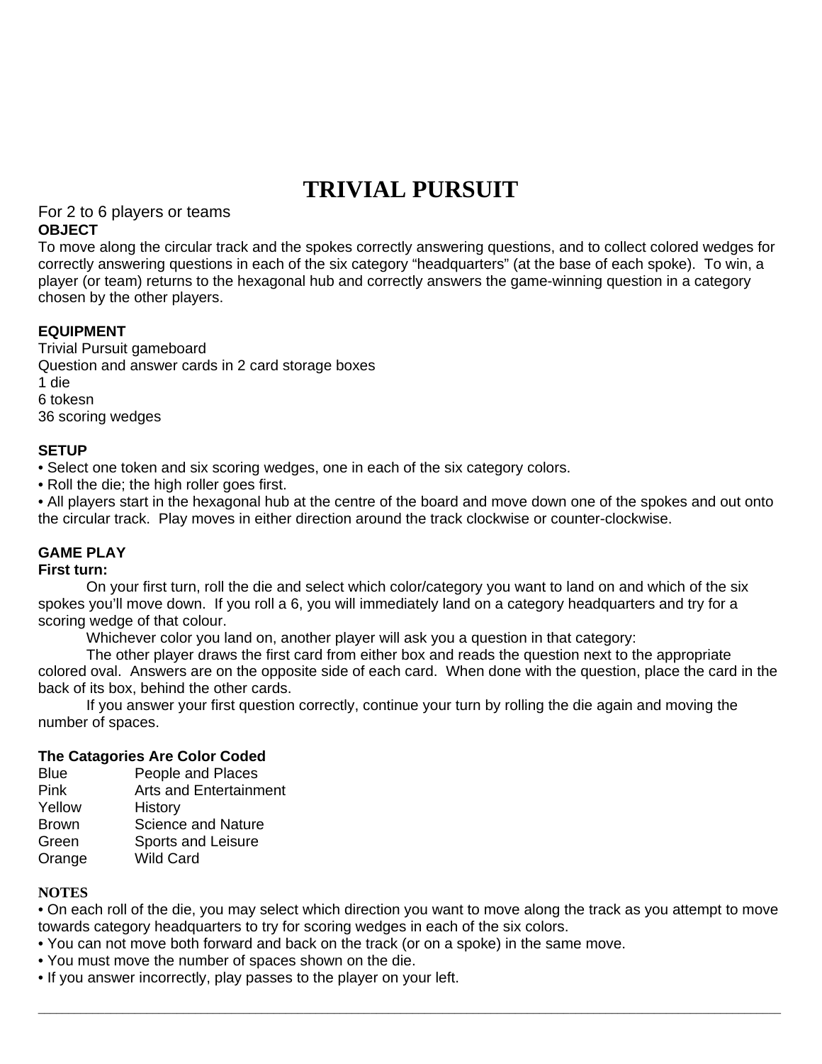# TRIVIAL PURSUIT

For 2 to 6 players or teams

**OBJECT**

To move along the circular track and the spokes correctly answering questions, and to collect colored wedges for correctly answering questions in each of the six category "headquarters" (at the base of each spoke). To win, a player (or team) returns to the hexagonal hub and correctly answers the game-winning question in a category chosen by the other players.

**EQUIPMENT**

Trivial Pursuit gameboard
Question and answer cards in 2 card storage boxes
1 die
6 tokesn
36 scoring wedges

**SETUP**

- Select one token and six scoring wedges, one in each of the six category colors.
- Roll the die; the high roller goes first.
- All players start in the hexagonal hub at the centre of the board and move down one of the spokes and out onto the circular track. Play moves in either direction around the track clockwise or counter-clockwise.

**GAME PLAY**

**First turn:**

On your first turn, roll the die and select which color/category you want to land on and which of the six spokes you'll move down. If you roll a 6, you will immediately land on a category headquarters and try for a scoring wedge of that colour.

Whichever color you land on, another player will ask you a question in that category:

The other player draws the first card from either box and reads the question next to the appropriate colored oval. Answers are on the opposite side of each card. When done with the question, place the card in the back of its box, behind the other cards.

If you answer your first question correctly, continue your turn by rolling the die again and moving the number of spaces.

**The Catagories Are Color Coded**

| | |
|---|---|
| Blue | People and Places |
| Pink | Arts and Entertainment |
| Yellow | History |
| Brown | Science and Nature |
| Green | Sports and Leisure |
| Orange | Wild Card |

**NOTES**

- On each roll of the die, you may select which direction you want to move along the track as you attempt to move towards category headquarters to try for scoring wedges in each of the six colors.
- You can not move both forward and back on the track (or on a spoke) in the same move.
- You must move the number of spaces shown on the die.
- If you answer incorrectly, play passes to the player on your left.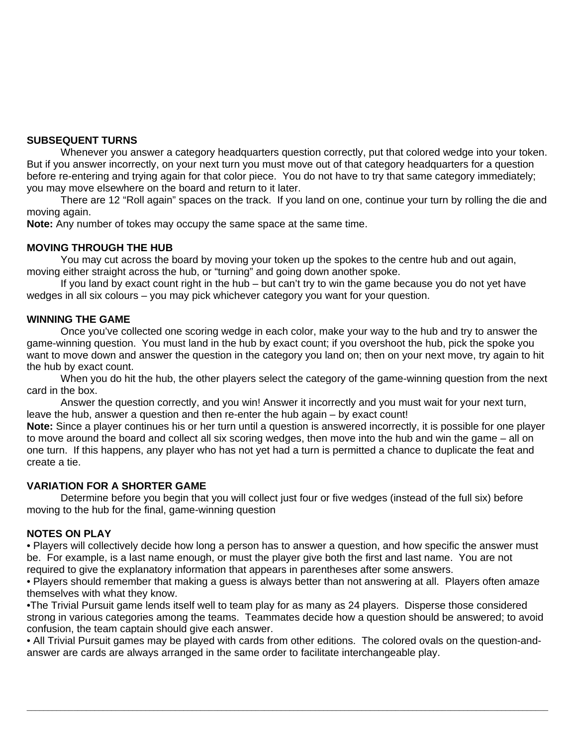**SUBSEQUENT TURNS**

Whenever you answer a category headquarters question correctly, put that colored wedge into your token. But if you answer incorrectly, on your next turn you must move out of that category headquarters for a question before re-entering and trying again for that color piece. You do not have to try that same category immediately; you may move elsewhere on the board and return to it later.

There are 12 "Roll again" spaces on the track. If you land on one, continue your turn by rolling the die and moving again.

**Note:** Any number of tokes may occupy the same space at the same time.

**MOVING THROUGH THE HUB**

You may cut across the board by moving your token up the spokes to the centre hub and out again, moving either straight across the hub, or "turning" and going down another spoke.

If you land by exact count right in the hub – but can't try to win the game because you do not yet have wedges in all six colours – you may pick whichever category you want for your question.

**WINNING THE GAME**

Once you've collected one scoring wedge in each color, make your way to the hub and try to answer the game-winning question. You must land in the hub by exact count; if you overshoot the hub, pick the spoke you want to move down and answer the question in the category you land on; then on your next move, try again to hit the hub by exact count.

When you do hit the hub, the other players select the category of the game-winning question from the next card in the box.

Answer the question correctly, and you win! Answer it incorrectly and you must wait for your next turn, leave the hub, answer a question and then re-enter the hub again – by exact count!

**Note:** Since a player continues his or her turn until a question is answered incorrectly, it is possible for one player to move around the board and collect all six scoring wedges, then move into the hub and win the game – all on one turn. If this happens, any player who has not yet had a turn is permitted a chance to duplicate the feat and create a tie.

**VARIATION FOR A SHORTER GAME**

Determine before you begin that you will collect just four or five wedges (instead of the full six) before moving to the hub for the final, game-winning question

**NOTES ON PLAY**

- Players will collectively decide how long a person has to answer a question, and how specific the answer must be. For example, is a last name enough, or must the player give both the first and last name. You are not required to give the explanatory information that appears in parentheses after some answers.
- Players should remember that making a guess is always better than not answering at all. Players often amaze themselves with what they know.
- The Trivial Pursuit game lends itself well to team play for as many as 24 players. Disperse those considered strong in various categories among the teams. Teammates decide how a question should be answered; to avoid confusion, the team captain should give each answer.
- All Trivial Pursuit games may be played with cards from other editions. The colored ovals on the question-and-answer are cards are always arranged in the same order to facilitate interchangeable play.